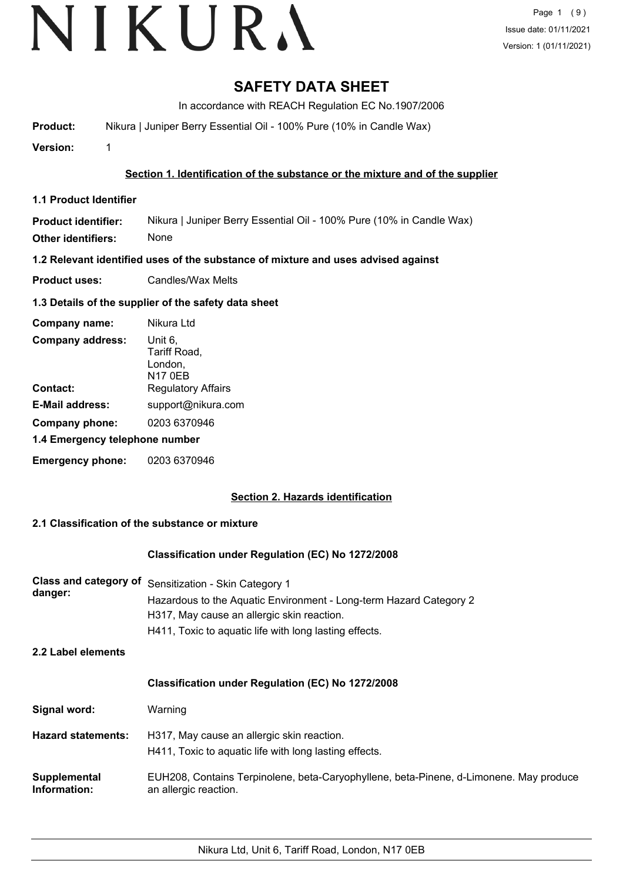# SAFETY DATA SHEET

In accordance with REACH Regulation EC No.1907/2006

**Product:** Nikura | Juniper Berry Essential Oil - 100% Pure (10% in Candle Wax)

**Version:** 1

## Section 1. Identification of the substance or the mixture and of the supplier

### 1.1 Product Identifier

**Product identifier:** Nikura | Juniper Berry Essential Oil - 100% Pure (10% in Candle Wax)

**Other identifiers:** None

### 1.2 Relevant identified uses of the substance of mixture and uses advised against

**Product uses:** Candles/Wax Melts

### 1.3 Details of the supplier of the safety data sheet

**Company name:** Nikura Ltd

**Company address:** Unit 6,
Tariff Road,
London,
N17 0EB

**Contact:** Regulatory Affairs

**E-Mail address:** support@nikura.com

**Company phone:** 0203 6370946

### 1.4 Emergency telephone number

**Emergency phone:** 0203 6370946

## Section 2. Hazards identification

### 2.1 Classification of the substance or mixture

**Classification under Regulation (EC) No 1272/2008**

**Class and category of danger:**
Sensitization - Skin Category 1
Hazardous to the Aquatic Environment - Long-term Hazard Category 2
H317, May cause an allergic skin reaction.
H411, Toxic to aquatic life with long lasting effects.

### 2.2 Label elements

**Classification under Regulation (EC) No 1272/2008**

**Signal word:** Warning

**Hazard statements:**
H317, May cause an allergic skin reaction.
H411, Toxic to aquatic life with long lasting effects.

**Supplemental Information:** EUH208, Contains Terpinolene, beta-Caryophyllene, beta-Pinene, d-Limonene. May produce an allergic reaction.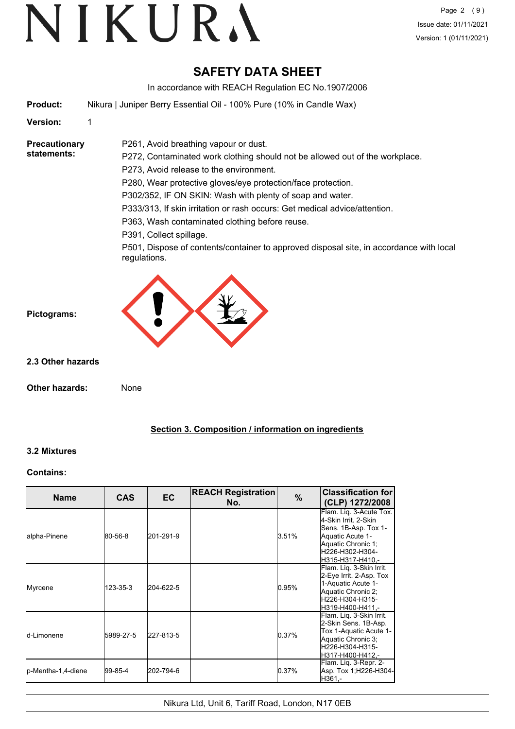# SAFETY DATA SHEET

In accordance with REACH Regulation EC No.1907/2006

**Product:** Nikura | Juniper Berry Essential Oil - 100% Pure (10% in Candle Wax)

**Version:** 1

**Precautionary statements:**

P261, Avoid breathing vapour or dust.

P272, Contaminated work clothing should not be allowed out of the workplace.

P273, Avoid release to the environment.

P280, Wear protective gloves/eye protection/face protection.

P302/352, IF ON SKIN: Wash with plenty of soap and water.

P333/313, If skin irritation or rash occurs: Get medical advice/attention.

P363, Wash contaminated clothing before reuse.

P391, Collect spillage.

P501, Dispose of contents/container to approved disposal site, in accordance with local regulations.

**Pictograms:**

### 2.3 Other hazards

**Other hazards:** None

## Section 3. Composition / information on ingredients

### 3.2 Mixtures

**Contains:**

| Name | CAS | EC | REACH Registration No. | % | Classification for (CLP) 1272/2008 |
|---|---|---|---|---|---|
| alpha-Pinene | 80-56-8 | 201-291-9 | | 3.51% | Flam. Liq. 3-Acute Tox. 4-Skin Irrit. 2-Skin Sens. 1B-Asp. Tox 1-Aquatic Acute 1-Aquatic Chronic 1;H226-H302-H304-H315-H317-H410,- |
| Myrcene | 123-35-3 | 204-622-5 | | 0.95% | Flam. Liq. 3-Skin Irrit. 2-Eye Irrit. 2-Asp. Tox 1-Aquatic Acute 1-Aquatic Chronic 2;H226-H304-H315-H319-H400-H411,- |
| d-Limonene | 5989-27-5 | 227-813-5 | | 0.37% | Flam. Liq. 3-Skin Irrit. 2-Skin Sens. 1B-Asp. Tox 1-Aquatic Acute 1-Aquatic Chronic 3;H226-H304-H315-H317-H400-H412,- |
| p-Mentha-1,4-diene | 99-85-4 | 202-794-6 | | 0.37% | Flam. Liq. 3-Repr. 2-Asp. Tox 1;H226-H304-H361,- |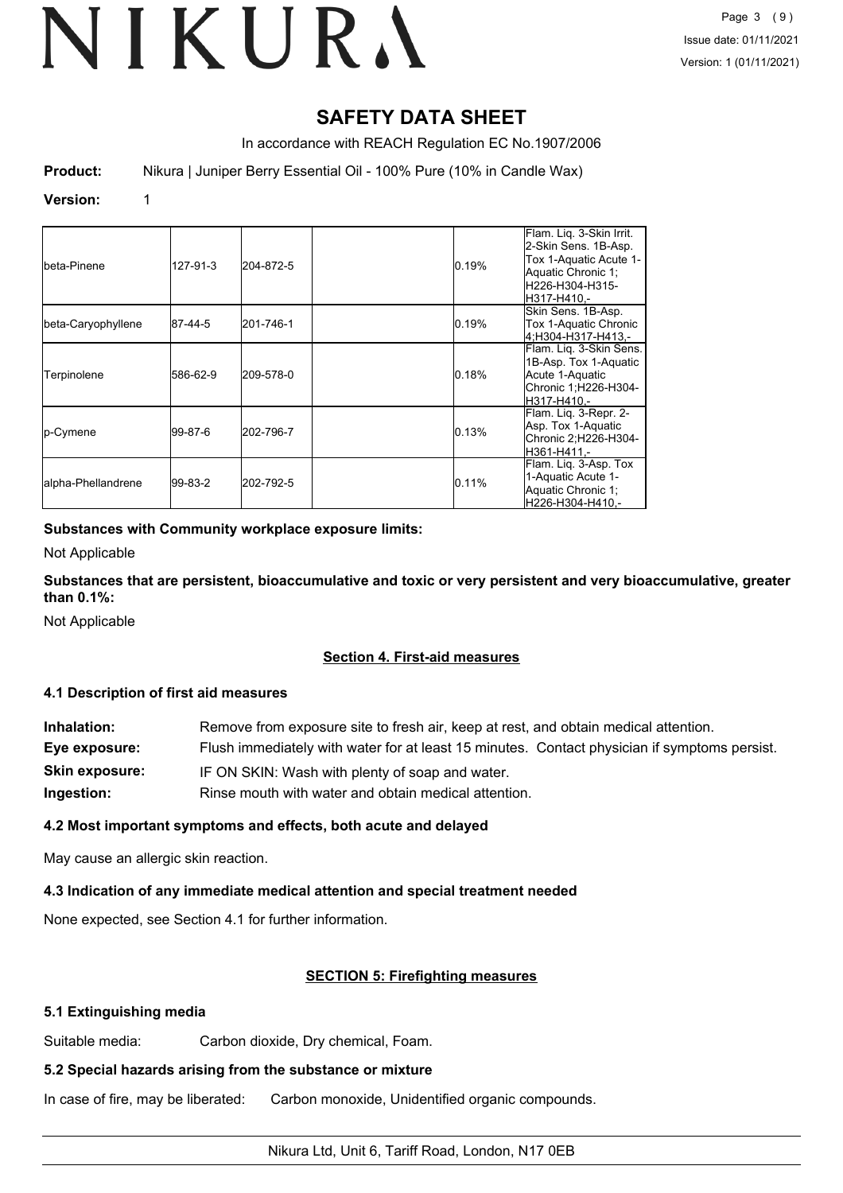# SAFETY DATA SHEET

In accordance with REACH Regulation EC No.1907/2006

**Product:** Nikura | Juniper Berry Essential Oil - 100% Pure (10% in Candle Wax)

**Version:** 1

| | | | | | |
|---|---|---|---|---|---|
| beta-Pinene | 127-91-3 | 204-872-5 | | 0.19% | Flam. Liq. 3-Skin Irrit. 2-Skin Sens. 1B-Asp. Tox 1-Aquatic Acute 1-Aquatic Chronic 1; H226-H304-H315-H317-H410,- |
| beta-Caryophyllene | 87-44-5 | 201-746-1 | | 0.19% | Skin Sens. 1B-Asp. Tox 1-Aquatic Chronic 4;H304-H317-H413,- |
| Terpinolene | 586-62-9 | 209-578-0 | | 0.18% | Flam. Liq. 3-Skin Sens. 1B-Asp. Tox 1-Aquatic Acute 1-Aquatic Chronic 1;H226-H304-H317-H410,- |
| p-Cymene | 99-87-6 | 202-796-7 | | 0.13% | Flam. Liq. 3-Repr. 2-Asp. Tox 1-Aquatic Chronic 2;H226-H304-H361-H411,- |
| alpha-Phellandrene | 99-83-2 | 202-792-5 | | 0.11% | Flam. Liq. 3-Asp. Tox 1-Aquatic Acute 1-Aquatic Chronic 1; H226-H304-H410,- |

**Substances with Community workplace exposure limits:**

Not Applicable

**Substances that are persistent, bioaccumulative and toxic or very persistent and very bioaccumulative, greater than 0.1%:**

Not Applicable

## Section 4. First-aid measures

### 4.1 Description of first aid measures

**Inhalation:** Remove from exposure site to fresh air, keep at rest, and obtain medical attention.

**Eye exposure:** Flush immediately with water for at least 15 minutes. Contact physician if symptoms persist.

**Skin exposure:** IF ON SKIN: Wash with plenty of soap and water.

**Ingestion:** Rinse mouth with water and obtain medical attention.

### 4.2 Most important symptoms and effects, both acute and delayed

May cause an allergic skin reaction.

### 4.3 Indication of any immediate medical attention and special treatment needed

None expected, see Section 4.1 for further information.

## SECTION 5: Firefighting measures

### 5.1 Extinguishing media

Suitable media: Carbon dioxide, Dry chemical, Foam.

### 5.2 Special hazards arising from the substance or mixture

In case of fire, may be liberated: Carbon monoxide, Unidentified organic compounds.

Nikura Ltd, Unit 6, Tariff Road, London, N17 0EB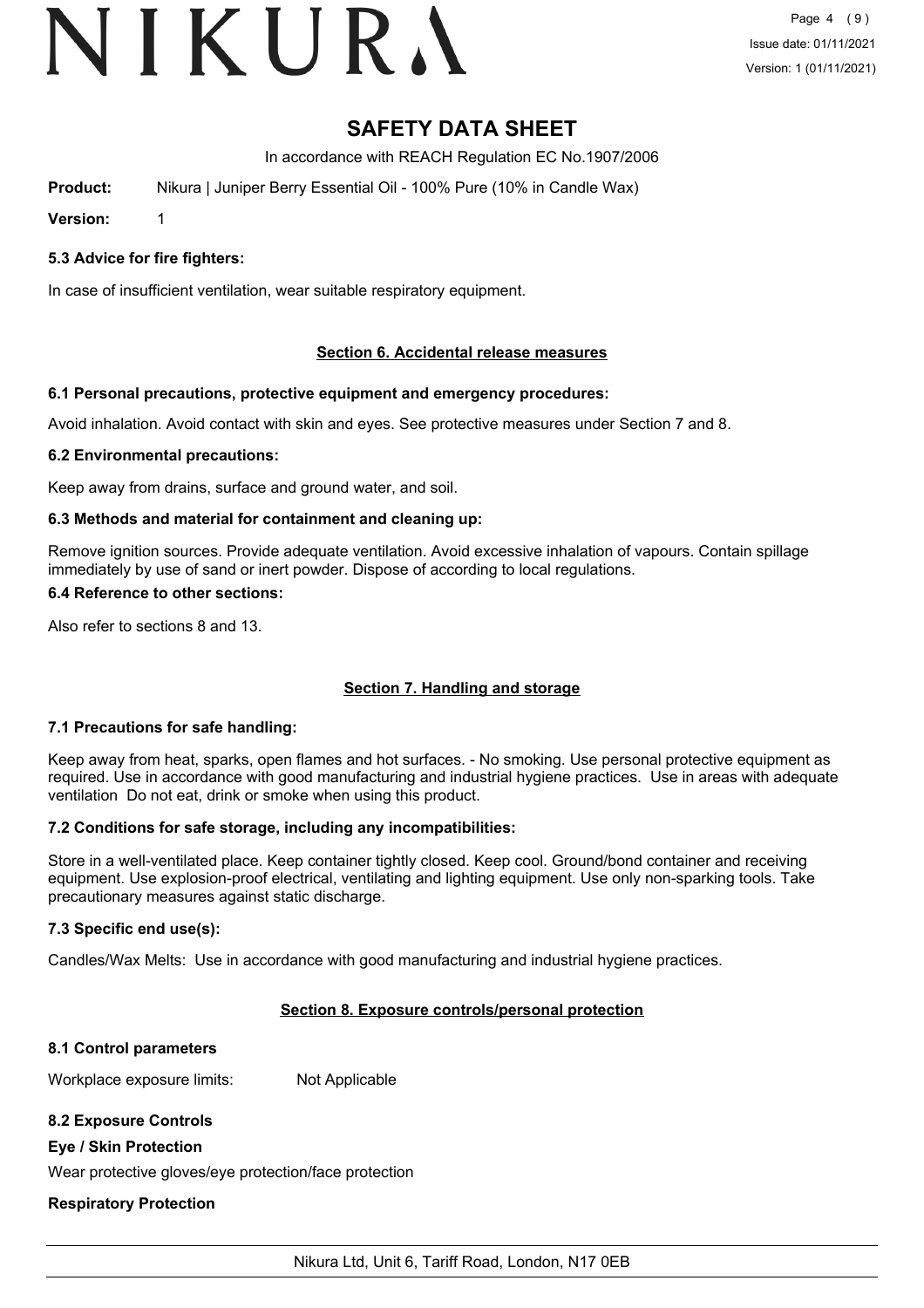# SAFETY DATA SHEET

In accordance with REACH Regulation EC No.1907/2006

**Product:** Nikura | Juniper Berry Essential Oil - 100% Pure (10% in Candle Wax)

**Version:** 1

### 5.3 Advice for fire fighters:

In case of insufficient ventilation, wear suitable respiratory equipment.

## Section 6. Accidental release measures

### 6.1 Personal precautions, protective equipment and emergency procedures:

Avoid inhalation. Avoid contact with skin and eyes. See protective measures under Section 7 and 8.

### 6.2 Environmental precautions:

Keep away from drains, surface and ground water, and soil.

### 6.3 Methods and material for containment and cleaning up:

Remove ignition sources. Provide adequate ventilation. Avoid excessive inhalation of vapours. Contain spillage immediately by use of sand or inert powder. Dispose of according to local regulations.

### 6.4 Reference to other sections:

Also refer to sections 8 and 13.

## Section 7. Handling and storage

### 7.1 Precautions for safe handling:

Keep away from heat, sparks, open flames and hot surfaces. - No smoking. Use personal protective equipment as required. Use in accordance with good manufacturing and industrial hygiene practices. Use in areas with adequate ventilation Do not eat, drink or smoke when using this product.

### 7.2 Conditions for safe storage, including any incompatibilities:

Store in a well-ventilated place. Keep container tightly closed. Keep cool. Ground/bond container and receiving equipment. Use explosion-proof electrical, ventilating and lighting equipment. Use only non-sparking tools. Take precautionary measures against static discharge.

### 7.3 Specific end use(s):

Candles/Wax Melts: Use in accordance with good manufacturing and industrial hygiene practices.

## Section 8. Exposure controls/personal protection

### 8.1 Control parameters

Workplace exposure limits: Not Applicable

### 8.2 Exposure Controls

**Eye / Skin Protection**

Wear protective gloves/eye protection/face protection

**Respiratory Protection**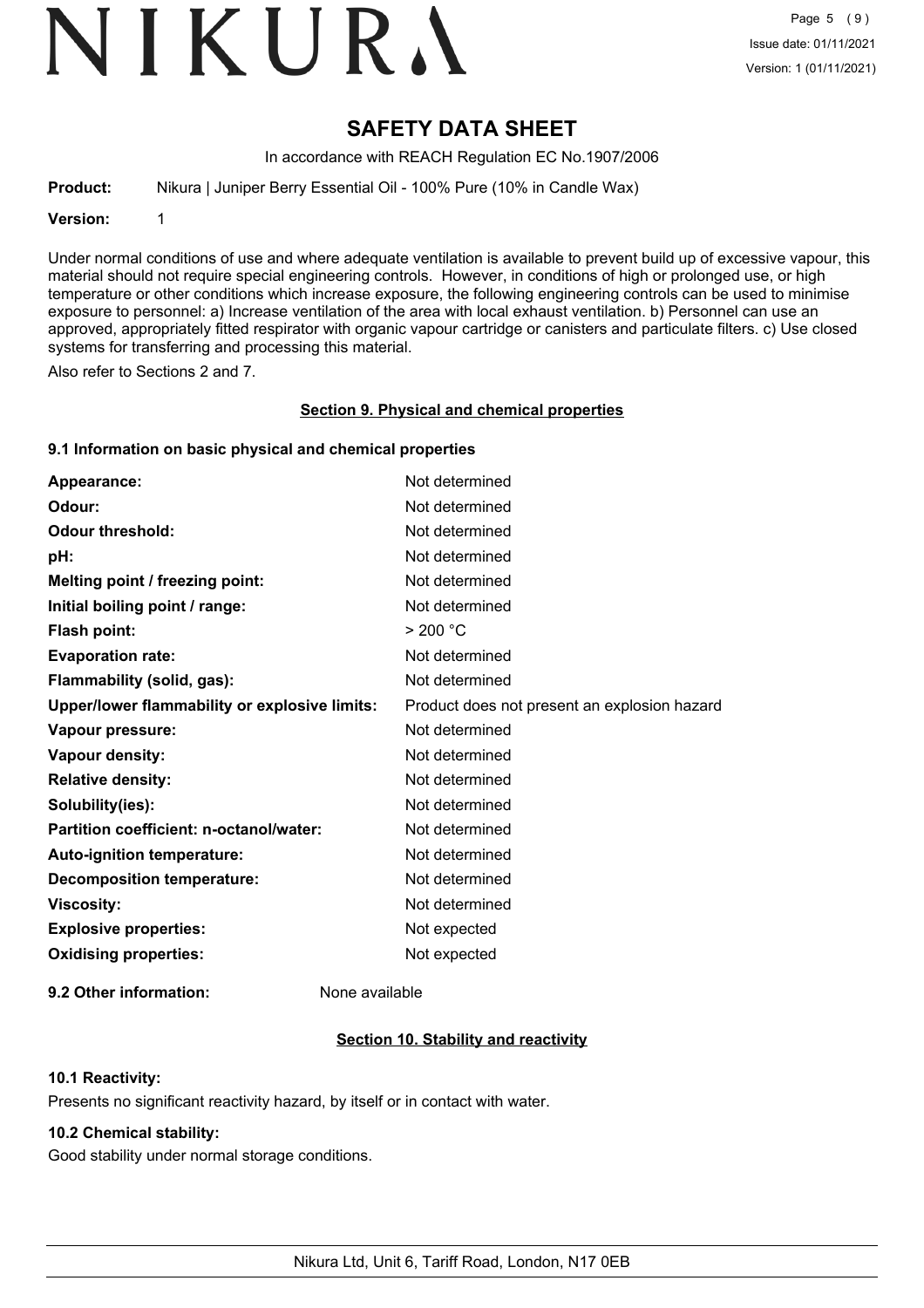# SAFETY DATA SHEET

In accordance with REACH Regulation EC No.1907/2006

**Product:** Nikura | Juniper Berry Essential Oil - 100% Pure (10% in Candle Wax)

**Version:** 1

Under normal conditions of use and where adequate ventilation is available to prevent build up of excessive vapour, this material should not require special engineering controls. However, in conditions of high or prolonged use, or high temperature or other conditions which increase exposure, the following engineering controls can be used to minimise exposure to personnel: a) Increase ventilation of the area with local exhaust ventilation. b) Personnel can use an approved, appropriately fitted respirator with organic vapour cartridge or canisters and particulate filters. c) Use closed systems for transferring and processing this material.

Also refer to Sections 2 and 7.

## Section 9. Physical and chemical properties

### 9.1 Information on basic physical and chemical properties

| | |
|---|---|
| **Appearance:** | Not determined |
| **Odour:** | Not determined |
| **Odour threshold:** | Not determined |
| **pH:** | Not determined |
| **Melting point / freezing point:** | Not determined |
| **Initial boiling point / range:** | Not determined |
| **Flash point:** | > 200 °C |
| **Evaporation rate:** | Not determined |
| **Flammability (solid, gas):** | Not determined |
| **Upper/lower flammability or explosive limits:** | Product does not present an explosion hazard |
| **Vapour pressure:** | Not determined |
| **Vapour density:** | Not determined |
| **Relative density:** | Not determined |
| **Solubility(ies):** | Not determined |
| **Partition coefficient: n-octanol/water:** | Not determined |
| **Auto-ignition temperature:** | Not determined |
| **Decomposition temperature:** | Not determined |
| **Viscosity:** | Not determined |
| **Explosive properties:** | Not expected |
| **Oxidising properties:** | Not expected |

**9.2 Other information:** None available

## Section 10. Stability and reactivity

### 10.1 Reactivity:

Presents no significant reactivity hazard, by itself or in contact with water.

### 10.2 Chemical stability:

Good stability under normal storage conditions.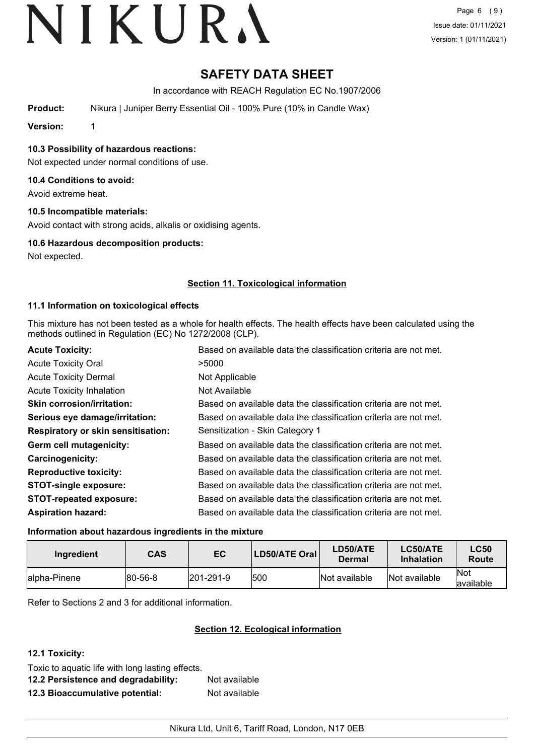# SAFETY DATA SHEET

In accordance with REACH Regulation EC No.1907/2006

**Product:** Nikura | Juniper Berry Essential Oil - 100% Pure (10% in Candle Wax)

**Version:** 1

### 10.3 Possibility of hazardous reactions:

Not expected under normal conditions of use.

### 10.4 Conditions to avoid:

Avoid extreme heat.

### 10.5 Incompatible materials:

Avoid contact with strong acids, alkalis or oxidising agents.

### 10.6 Hazardous decomposition products:

Not expected.

## Section 11. Toxicological information

### 11.1 Information on toxicological effects

This mixture has not been tested as a whole for health effects. The health effects have been calculated using the methods outlined in Regulation (EC) No 1272/2008 (CLP).

| | |
|---|---|
| **Acute Toxicity:** | Based on available data the classification criteria are not met. |
| Acute Toxicity Oral | >5000 |
| Acute Toxicity Dermal | Not Applicable |
| Acute Toxicity Inhalation | Not Available |
| **Skin corrosion/irritation:** | Based on available data the classification criteria are not met. |
| **Serious eye damage/irritation:** | Based on available data the classification criteria are not met. |
| **Respiratory or skin sensitisation:** | Sensitization - Skin Category 1 |
| **Germ cell mutagenicity:** | Based on available data the classification criteria are not met. |
| **Carcinogenicity:** | Based on available data the classification criteria are not met. |
| **Reproductive toxicity:** | Based on available data the classification criteria are not met. |
| **STOT-single exposure:** | Based on available data the classification criteria are not met. |
| **STOT-repeated exposure:** | Based on available data the classification criteria are not met. |
| **Aspiration hazard:** | Based on available data the classification criteria are not met. |

### Information about hazardous ingredients in the mixture

| Ingredient | CAS | EC | LD50/ATE Oral | LD50/ATE Dermal | LC50/ATE Inhalation | LC50 Route |
|---|---|---|---|---|---|---|
| alpha-Pinene | 80-56-8 | 201-291-9 | 500 | Not available | Not available | Not available |

Refer to Sections 2 and 3 for additional information.

## Section 12. Ecological information

### 12.1 Toxicity:

Toxic to aquatic life with long lasting effects.

**12.2 Persistence and degradability:** Not available

**12.3 Bioaccumulative potential:** Not available

Nikura Ltd, Unit 6, Tariff Road, London, N17 0EB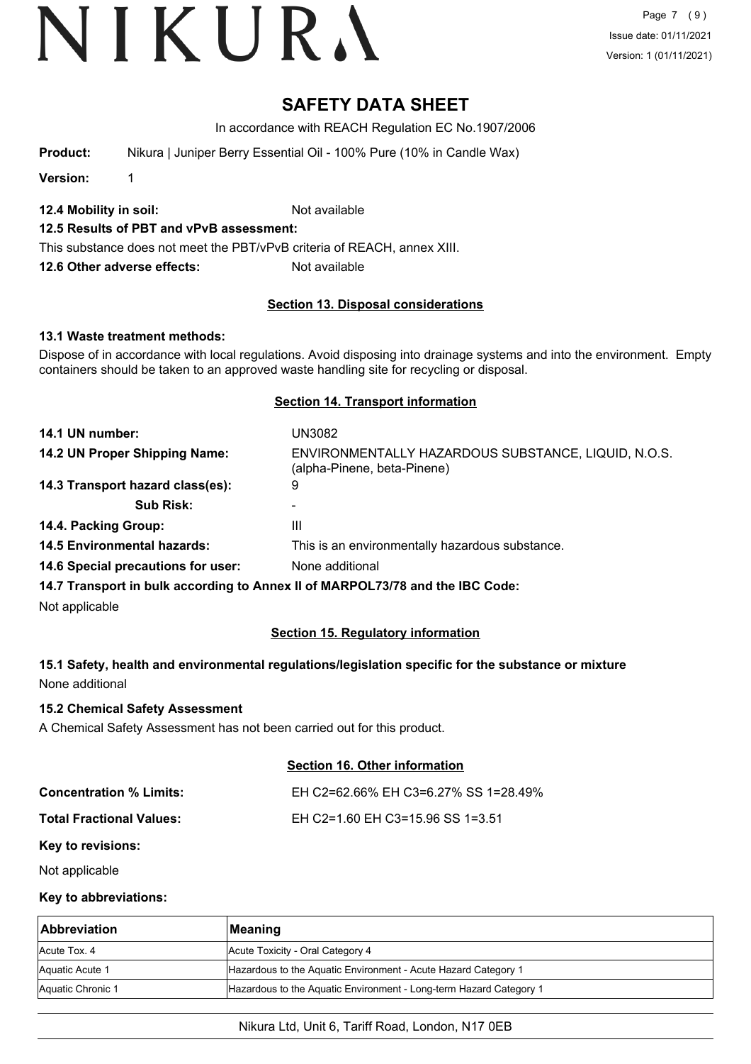# SAFETY DATA SHEET

In accordance with REACH Regulation EC No.1907/2006

**Product:** Nikura | Juniper Berry Essential Oil - 100% Pure (10% in Candle Wax)

**Version:** 1

**12.4 Mobility in soil:** Not available

**12.5 Results of PBT and vPvB assessment:**

This substance does not meet the PBT/vPvB criteria of REACH, annex XIII.

**12.6 Other adverse effects:** Not available

## Section 13. Disposal considerations

**13.1 Waste treatment methods:**

Dispose of in accordance with local regulations. Avoid disposing into drainage systems and into the environment. Empty containers should be taken to an approved waste handling site for recycling or disposal.

## Section 14. Transport information

**14.1 UN number:** UN3082

**14.2 UN Proper Shipping Name:** ENVIRONMENTALLY HAZARDOUS SUBSTANCE, LIQUID, N.O.S. (alpha-Pinene, beta-Pinene)

**14.3 Transport hazard class(es):** 9

**Sub Risk:** -

**14.4. Packing Group:** III

**14.5 Environmental hazards:** This is an environmentally hazardous substance.

**14.6 Special precautions for user:** None additional

**14.7 Transport in bulk according to Annex II of MARPOL73/78 and the IBC Code:**

Not applicable

## Section 15. Regulatory information

**15.1 Safety, health and environmental regulations/legislation specific for the substance or mixture**

None additional

**15.2 Chemical Safety Assessment**

A Chemical Safety Assessment has not been carried out for this product.

## Section 16. Other information

**Concentration % Limits:** EH C2=62.66% EH C3=6.27% SS 1=28.49%

**Total Fractional Values:** EH C2=1.60 EH C3=15.96 SS 1=3.51

**Key to revisions:**

Not applicable

**Key to abbreviations:**

| Abbreviation | Meaning |
|---|---|
| Acute Tox. 4 | Acute Toxicity - Oral Category 4 |
| Aquatic Acute 1 | Hazardous to the Aquatic Environment - Acute Hazard Category 1 |
| Aquatic Chronic 1 | Hazardous to the Aquatic Environment - Long-term Hazard Category 1 |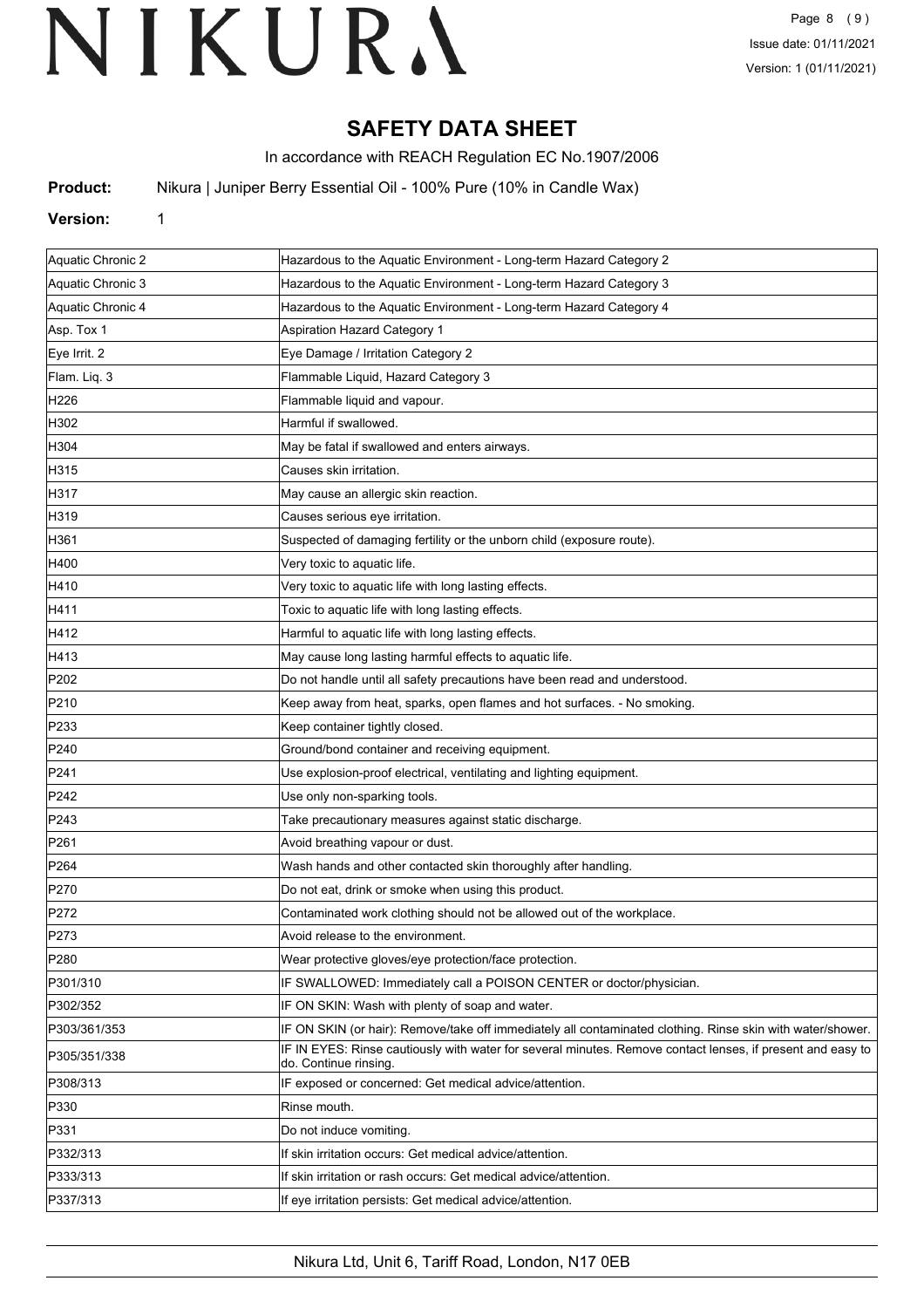# SAFETY DATA SHEET

In accordance with REACH Regulation EC No.1907/2006

**Product:** Nikura | Juniper Berry Essential Oil - 100% Pure (10% in Candle Wax)

**Version:** 1

| | |
|---|---|
| Aquatic Chronic 2 | Hazardous to the Aquatic Environment - Long-term Hazard Category 2 |
| Aquatic Chronic 3 | Hazardous to the Aquatic Environment - Long-term Hazard Category 3 |
| Aquatic Chronic 4 | Hazardous to the Aquatic Environment - Long-term Hazard Category 4 |
| Asp. Tox 1 | Aspiration Hazard Category 1 |
| Eye Irrit. 2 | Eye Damage / Irritation Category 2 |
| Flam. Liq. 3 | Flammable Liquid, Hazard Category 3 |
| H226 | Flammable liquid and vapour. |
| H302 | Harmful if swallowed. |
| H304 | May be fatal if swallowed and enters airways. |
| H315 | Causes skin irritation. |
| H317 | May cause an allergic skin reaction. |
| H319 | Causes serious eye irritation. |
| H361 | Suspected of damaging fertility or the unborn child (exposure route). |
| H400 | Very toxic to aquatic life. |
| H410 | Very toxic to aquatic life with long lasting effects. |
| H411 | Toxic to aquatic life with long lasting effects. |
| H412 | Harmful to aquatic life with long lasting effects. |
| H413 | May cause long lasting harmful effects to aquatic life. |
| P202 | Do not handle until all safety precautions have been read and understood. |
| P210 | Keep away from heat, sparks, open flames and hot surfaces. - No smoking. |
| P233 | Keep container tightly closed. |
| P240 | Ground/bond container and receiving equipment. |
| P241 | Use explosion-proof electrical, ventilating and lighting equipment. |
| P242 | Use only non-sparking tools. |
| P243 | Take precautionary measures against static discharge. |
| P261 | Avoid breathing vapour or dust. |
| P264 | Wash hands and other contacted skin thoroughly after handling. |
| P270 | Do not eat, drink or smoke when using this product. |
| P272 | Contaminated work clothing should not be allowed out of the workplace. |
| P273 | Avoid release to the environment. |
| P280 | Wear protective gloves/eye protection/face protection. |
| P301/310 | IF SWALLOWED: Immediately call a POISON CENTER or doctor/physician. |
| P302/352 | IF ON SKIN: Wash with plenty of soap and water. |
| P303/361/353 | IF ON SKIN (or hair): Remove/take off immediately all contaminated clothing. Rinse skin with water/shower. |
| P305/351/338 | IF IN EYES: Rinse cautiously with water for several minutes. Remove contact lenses, if present and easy to do. Continue rinsing. |
| P308/313 | IF exposed or concerned: Get medical advice/attention. |
| P330 | Rinse mouth. |
| P331 | Do not induce vomiting. |
| P332/313 | If skin irritation occurs: Get medical advice/attention. |
| P333/313 | If skin irritation or rash occurs: Get medical advice/attention. |
| P337/313 | If eye irritation persists: Get medical advice/attention. |

Nikura Ltd, Unit 6, Tariff Road, London, N17 0EB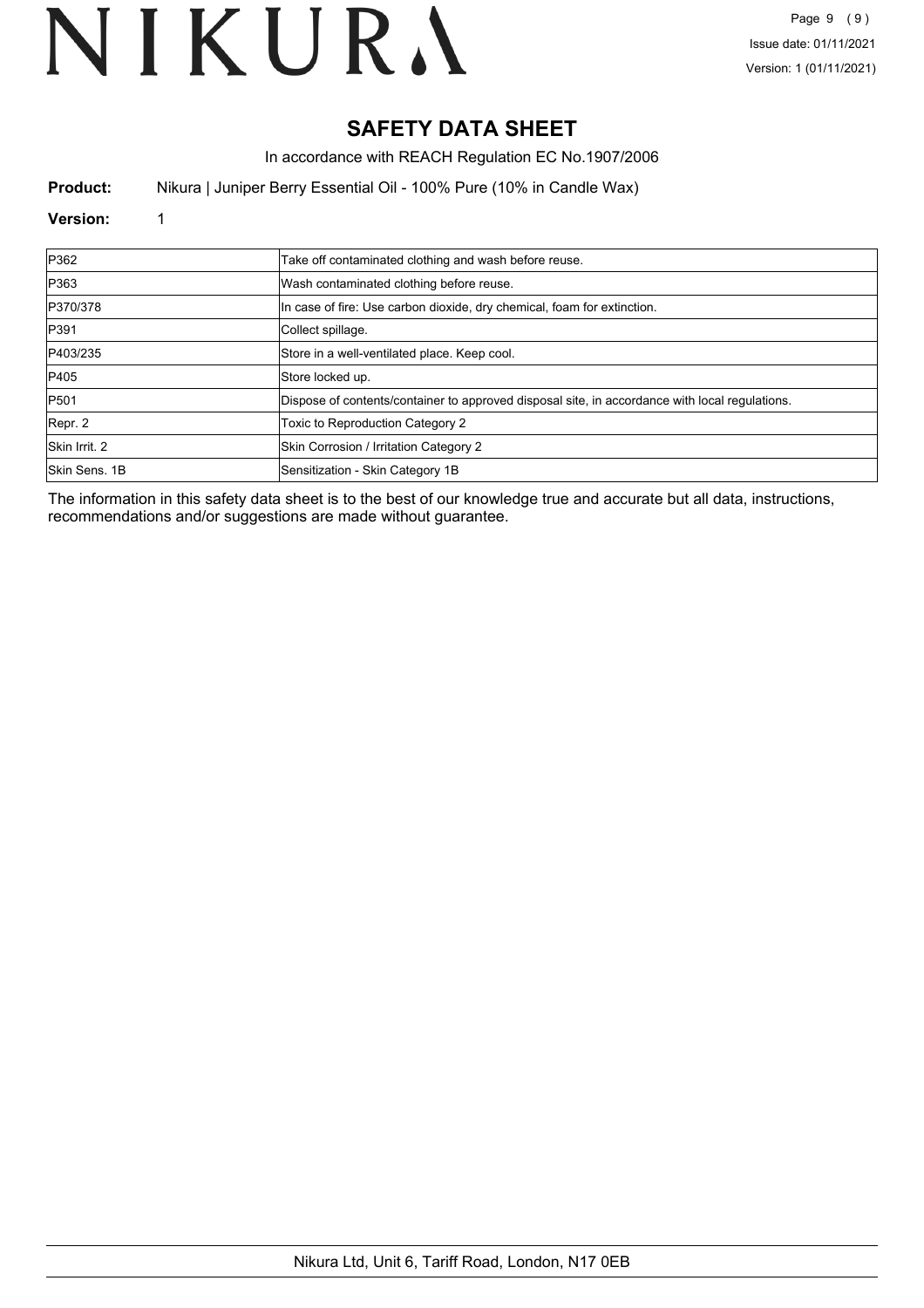# SAFETY DATA SHEET

In accordance with REACH Regulation EC No.1907/2006

**Product:** Nikura | Juniper Berry Essential Oil - 100% Pure (10% in Candle Wax)

**Version:** 1

| | |
|---|---|
| P362 | Take off contaminated clothing and wash before reuse. |
| P363 | Wash contaminated clothing before reuse. |
| P370/378 | In case of fire: Use carbon dioxide, dry chemical, foam for extinction. |
| P391 | Collect spillage. |
| P403/235 | Store in a well-ventilated place. Keep cool. |
| P405 | Store locked up. |
| P501 | Dispose of contents/container to approved disposal site, in accordance with local regulations. |
| Repr. 2 | Toxic to Reproduction Category 2 |
| Skin Irrit. 2 | Skin Corrosion / Irritation Category 2 |
| Skin Sens. 1B | Sensitization - Skin Category 1B |

The information in this safety data sheet is to the best of our knowledge true and accurate but all data, instructions, recommendations and/or suggestions are made without guarantee.